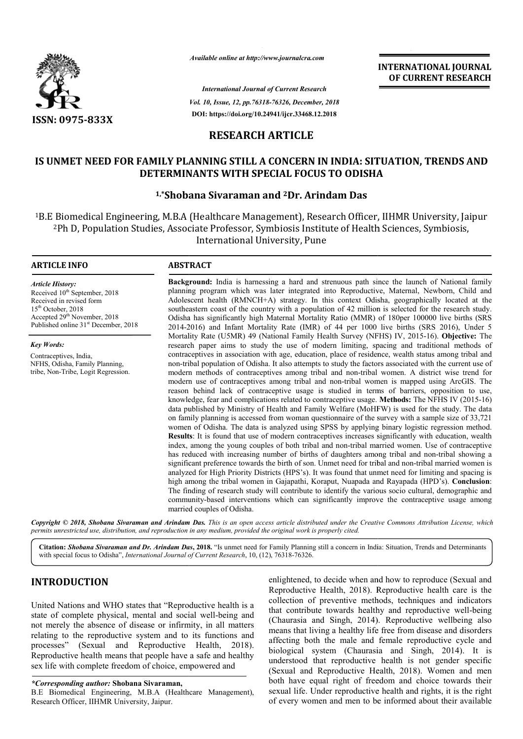# RESEARCH ARTICLE

## IS UNMET NEED FOR FAMILY PLANNING STILL A CONCERN IN INDIA: SITUATION, TRENDS AND DETERMINANTS WITH SPECIAL FOCUS TO ODISHA

**[1,]*Shobana Sivaraman and [2]Dr. Arindam Das**

[1]B.E Biomedical Engineering, M.B.A (Healthcare Management), Research Officer, IIHMR University, Jaipur

[2]Ph D, Population Studies, Associate Professor, Symbiosis Institute of Health Sciences, Symbiosis, International University, Pune

### ARTICLE INFO

*Article History:*

Received 10th September, 2018
Received in revised form 15th October, 2018
Accepted 29th November, 2018
Published online 31st December, 2018

*Key Words:*

Contraceptives, India, NFHS, Odisha, Family Planning, tribe, Non-Tribe, Logit Regression.

### ABSTRACT

**Background:** India is harnessing a hard and strenuous path since the launch of National family planning program which was later integrated into Reproductive, Maternal, Newborn, Child and Adolescent health (RMNCH+A) strategy. In this context Odisha, geographically located at the southeastern coast of the country with a population of 42 million is selected for the research study. Odisha has significantly high Maternal Mortality Ratio (MMR) of 180per 100000 live births (SRS 2014-2016) and Infant Mortality Rate (IMR) of 44 per 1000 live births (SRS 2016), Under 5 Mortality Rate (U5MR) 49 (National Family Health Survey (NFHS) IV, 2015-16). **Objective:** The research paper aims to study the use of modern limiting, spacing and traditional methods of contraceptives in association with age, education, place of residence, wealth status among tribal and non-tribal population of Odisha. It also attempts to study the factors associated with the current use of modern methods of contraceptives among tribal and non-tribal women. A district wise trend for modern use of contraceptives among tribal and non-tribal women is mapped using ArcGIS. The reason behind lack of contraceptive usage is studied in terms of barriers, opposition to use, knowledge, fear and complications related to contraceptive usage. **Methods:** The NFHS IV (2015-16) data published by Ministry of Health and Family Welfare (MoHFW) is used for the study. The data on family planning is accessed from woman questionnaire of the survey with a sample size of 33,721 women of Odisha. The data is analyzed using SPSS by applying binary logistic regression method. **Results**: It is found that use of modern contraceptives increases significantly with education, wealth index, among the young couples of both tribal and non-tribal married women. Use of contraceptive has reduced with increasing number of births of daughters among tribal and non-tribal showing a significant preference towards the birth of son. Unmet need for tribal and non-tribal married women is analyzed for High Priority Districts (HPS's). It was found that unmet need for limiting and spacing is high among the tribal women in Gajapathi, Koraput, Nuapada and Rayapada (HPD's). **Conclusion**: The finding of research study will contribute to identify the various socio cultural, demographic and community-based interventions which can significantly improve the contraceptive usage among married couples of Odisha.

*Copyright © 2018, Shobana Sivaraman and Arindam Das. This is an open access article distributed under the Creative Commons Attribution License, which permits unrestricted use, distribution, and reproduction in any medium, provided the original work is properly cited.*

**Citation:** ***Shobana Sivaraman and Dr. Arindam Das*, 2018.** "Is unmet need for Family Planning still a concern in India: Situation, Trends and Determinants with special focus to Odisha", *International Journal of Current Research*, 10, (12), 76318-76326.

## INTRODUCTION

United Nations and WHO states that "Reproductive health is a state of complete physical, mental and social well-being and not merely the absence of disease or infirmity, in all matters relating to the reproductive system and to its functions and processes" (Sexual and Reproductive Health, 2018). Reproductive health means that people have a safe and healthy sex life with complete freedom of choice, empowered and enlightened, to decide when and how to reproduce (Sexual and Reproductive Health, 2018). Reproductive health care is the collection of preventive methods, techniques and indicators that contribute towards healthy and reproductive well-being (Chaurasia and Singh, 2014). Reproductive wellbeing also means that living a healthy life free from disease and disorders affecting both the male and female reproductive cycle and biological system (Chaurasia and Singh, 2014). It is understood that reproductive health is not gender specific (Sexual and Reproductive Health, 2018). Women and men both have equal right of freedom and choice towards their sexual life. Under reproductive health and rights, it is the right of every women and men to be informed about their available

*\*Corresponding author:* **Shobana Sivaraman,**
B.E Biomedical Engineering, M.B.A (Healthcare Management), Research Officer, IIHMR University, Jaipur.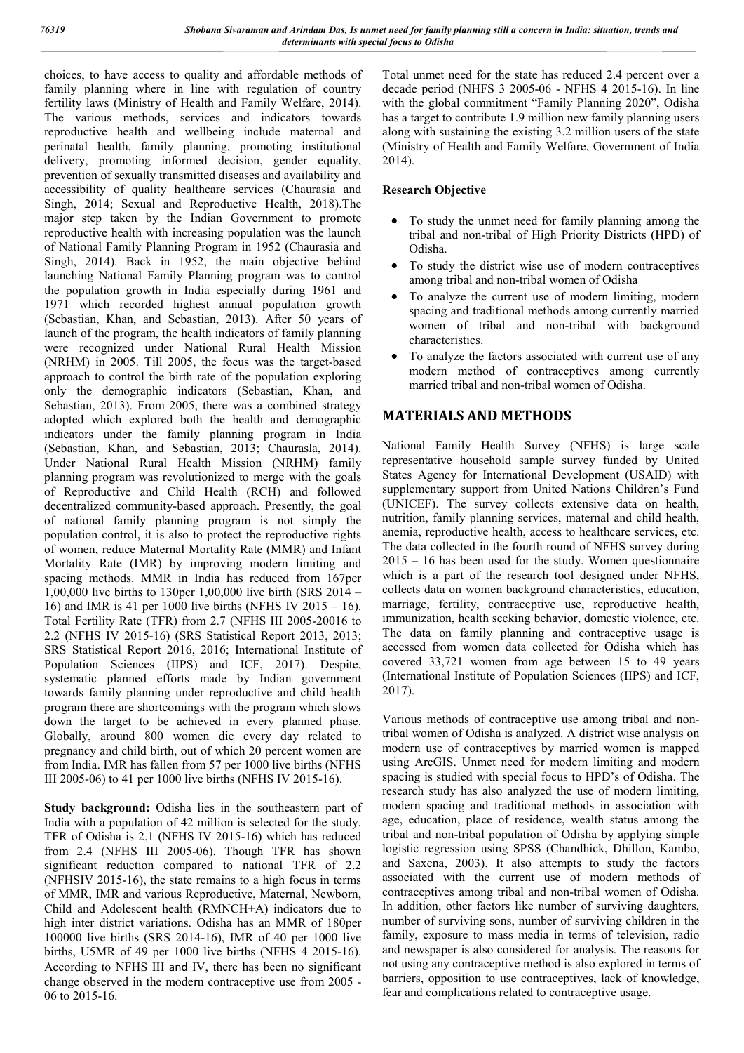choices, to have access to quality and affordable methods of family planning where in line with regulation of country fertility laws (Ministry of Health and Family Welfare, 2014). The various methods, services and indicators towards reproductive health and wellbeing include maternal and perinatal health, family planning, promoting institutional delivery, promoting informed decision, gender equality, prevention of sexually transmitted diseases and availability and accessibility of quality healthcare services (Chaurasia and Singh, 2014; Sexual and Reproductive Health, 2018).The major step taken by the Indian Government to promote reproductive health with increasing population was the launch of National Family Planning Program in 1952 (Chaurasia and Singh, 2014). Back in 1952, the main objective behind launching National Family Planning program was to control the population growth in India especially during 1961 and 1971 which recorded highest annual population growth (Sebastian, Khan, and Sebastian, 2013). After 50 years of launch of the program, the health indicators of family planning were recognized under National Rural Health Mission (NRHM) in 2005. Till 2005, the focus was the target-based approach to control the birth rate of the population exploring only the demographic indicators (Sebastian, Khan, and Sebastian, 2013). From 2005, there was a combined strategy adopted which explored both the health and demographic indicators under the family planning program in India (Sebastian, Khan, and Sebastian, 2013; Chaurasla, 2014). Under National Rural Health Mission (NRHM) family planning program was revolutionized to merge with the goals of Reproductive and Child Health (RCH) and followed decentralized community-based approach. Presently, the goal of national family planning program is not simply the population control, it is also to protect the reproductive rights of women, reduce Maternal Mortality Rate (MMR) and Infant Mortality Rate (IMR) by improving modern limiting and spacing methods. MMR in India has reduced from 167per 1,00,000 live births to 130per 1,00,000 live birth (SRS 2014 – 16) and IMR is 41 per 1000 live births (NFHS IV 2015 – 16). Total Fertility Rate (TFR) from 2.7 (NFHS III 2005-20016 to 2.2 (NFHS IV 2015-16) (SRS Statistical Report 2013, 2013; SRS Statistical Report 2016, 2016; International Institute of Population Sciences (IIPS) and ICF, 2017). Despite, systematic planned efforts made by Indian government towards family planning under reproductive and child health program there are shortcomings with the program which slows down the target to be achieved in every planned phase. Globally, around 800 women die every day related to pregnancy and child birth, out of which 20 percent women are from India. IMR has fallen from 57 per 1000 live births (NFHS III 2005-06) to 41 per 1000 live births (NFHS IV 2015-16).

**Study background:** Odisha lies in the southeastern part of India with a population of 42 million is selected for the study. TFR of Odisha is 2.1 (NFHS IV 2015-16) which has reduced from 2.4 (NFHS III 2005-06). Though TFR has shown significant reduction compared to national TFR of 2.2 (NFHSIV 2015-16), the state remains to a high focus in terms of MMR, IMR and various Reproductive, Maternal, Newborn, Child and Adolescent health (RMNCH+A) indicators due to high inter district variations. Odisha has an MMR of 180per 100000 live births (SRS 2014-16), IMR of 40 per 1000 live births, U5MR of 49 per 1000 live births (NFHS 4 2015-16). According to NFHS III and IV, there has been no significant change observed in the modern contraceptive use from 2005 - 06 to 2015-16.

Total unmet need for the state has reduced 2.4 percent over a decade period (NHFS 3 2005-06 - NFHS 4 2015-16). In line with the global commitment "Family Planning 2020", Odisha has a target to contribute 1.9 million new family planning users along with sustaining the existing 3.2 million users of the state (Ministry of Health and Family Welfare, Government of India 2014).

**Research Objective**

- To study the unmet need for family planning among the tribal and non-tribal of High Priority Districts (HPD) of Odisha.
- To study the district wise use of modern contraceptives among tribal and non-tribal women of Odisha
- To analyze the current use of modern limiting, modern spacing and traditional methods among currently married women of tribal and non-tribal with background characteristics.
- To analyze the factors associated with current use of any modern method of contraceptives among currently married tribal and non-tribal women of Odisha.

## MATERIALS AND METHODS

National Family Health Survey (NFHS) is large scale representative household sample survey funded by United States Agency for International Development (USAID) with supplementary support from United Nations Children's Fund (UNICEF). The survey collects extensive data on health, nutrition, family planning services, maternal and child health, anemia, reproductive health, access to healthcare services, etc. The data collected in the fourth round of NFHS survey during 2015 – 16 has been used for the study. Women questionnaire which is a part of the research tool designed under NFHS, collects data on women background characteristics, education, marriage, fertility, contraceptive use, reproductive health, immunization, health seeking behavior, domestic violence, etc. The data on family planning and contraceptive usage is accessed from women data collected for Odisha which has covered 33,721 women from age between 15 to 49 years (International Institute of Population Sciences (IIPS) and ICF, 2017).

Various methods of contraceptive use among tribal and non-tribal women of Odisha is analyzed. A district wise analysis on modern use of contraceptives by married women is mapped using ArcGIS. Unmet need for modern limiting and modern spacing is studied with special focus to HPD's of Odisha. The research study has also analyzed the use of modern limiting, modern spacing and traditional methods in association with age, education, place of residence, wealth status among the tribal and non-tribal population of Odisha by applying simple logistic regression using SPSS (Chandhick, Dhillon, Kambo, and Saxena, 2003). It also attempts to study the factors associated with the current use of modern methods of contraceptives among tribal and non-tribal women of Odisha. In addition, other factors like number of surviving daughters, number of surviving sons, number of surviving children in the family, exposure to mass media in terms of television, radio and newspaper is also considered for analysis. The reasons for not using any contraceptive method is also explored in terms of barriers, opposition to use contraceptives, lack of knowledge, fear and complications related to contraceptive usage.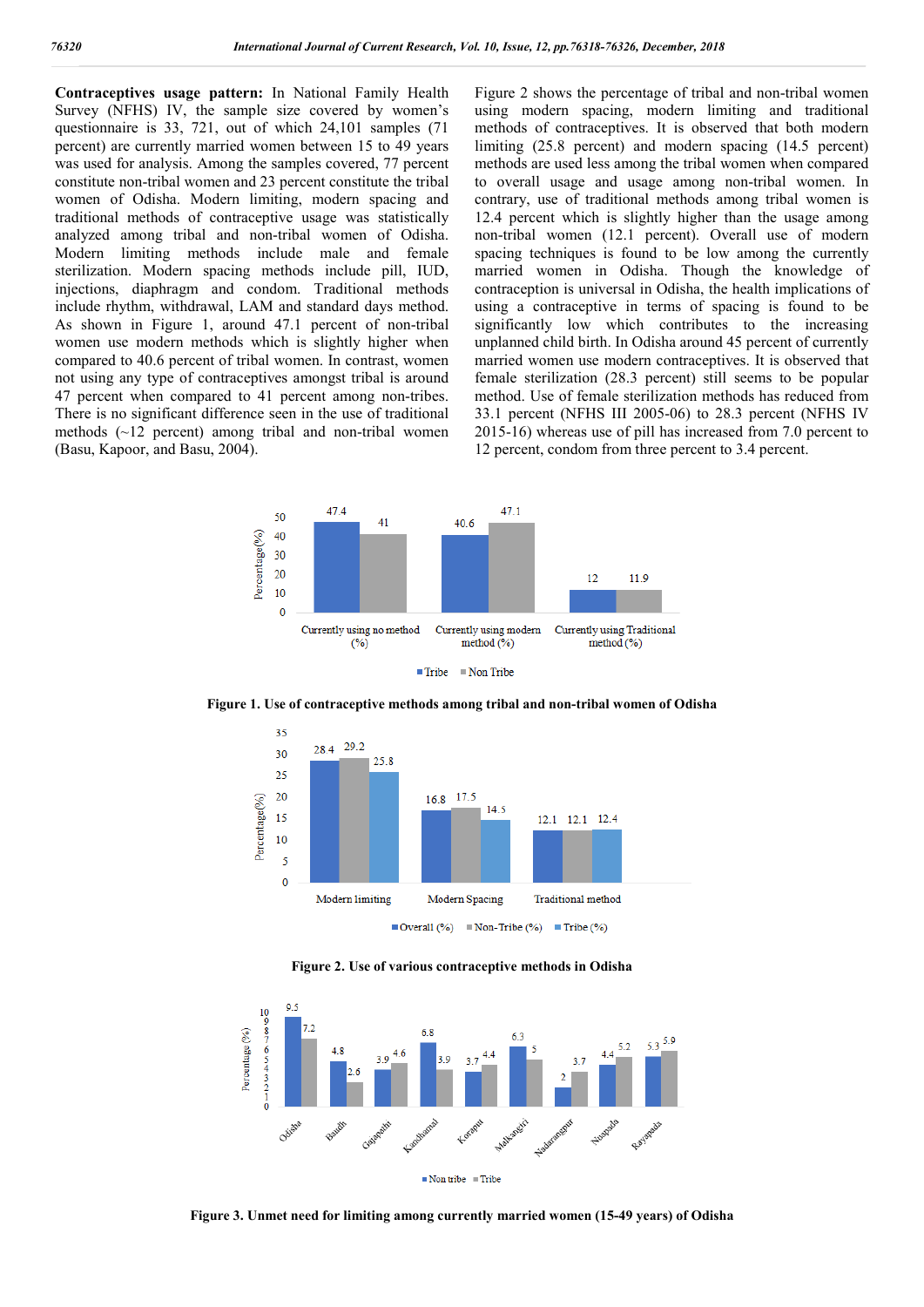**Contraceptives usage pattern:** In National Family Health Survey (NFHS) IV, the sample size covered by women's questionnaire is 33, 721, out of which 24,101 samples (71 percent) are currently married women between 15 to 49 years was used for analysis. Among the samples covered, 77 percent constitute non-tribal women and 23 percent constitute the tribal women of Odisha. Modern limiting, modern spacing and traditional methods of contraceptive usage was statistically analyzed among tribal and non-tribal women of Odisha. Modern limiting methods include male and female sterilization. Modern spacing methods include pill, IUD, injections, diaphragm and condom. Traditional methods include rhythm, withdrawal, LAM and standard days method. As shown in Figure 1, around 47.1 percent of non-tribal women use modern methods which is slightly higher when compared to 40.6 percent of tribal women. In contrast, women not using any type of contraceptives amongst tribal is around 47 percent when compared to 41 percent among non-tribes. There is no significant difference seen in the use of traditional methods (~12 percent) among tribal and non-tribal women (Basu, Kapoor, and Basu, 2004).

Figure 2 shows the percentage of tribal and non-tribal women using modern spacing, modern limiting and traditional methods of contraceptives. It is observed that both modern limiting (25.8 percent) and modern spacing (14.5 percent) methods are used less among the tribal women when compared to overall usage and usage among non-tribal women. In contrary, use of traditional methods among tribal women is 12.4 percent which is slightly higher than the usage among non-tribal women (12.1 percent). Overall use of modern spacing techniques is found to be low among the currently married women in Odisha. Though the knowledge of contraception is universal in Odisha, the health implications of using a contraceptive in terms of spacing is found to be significantly low which contributes to the increasing unplanned child birth. In Odisha around 45 percent of currently married women use modern contraceptives. It is observed that female sterilization (28.3 percent) still seems to be popular method. Use of female sterilization methods has reduced from 33.1 percent (NFHS III 2005-06) to 28.3 percent (NFHS IV 2015-16) whereas use of pill has increased from 7.0 percent to 12 percent, condom from three percent to 3.4 percent.

**Figure 1. Use of contraceptive methods among tribal and non-tribal women of Odisha**

**Figure 2. Use of various contraceptive methods in Odisha**

**Figure 3. Unmet need for limiting among currently married women (15-49 years) of Odisha**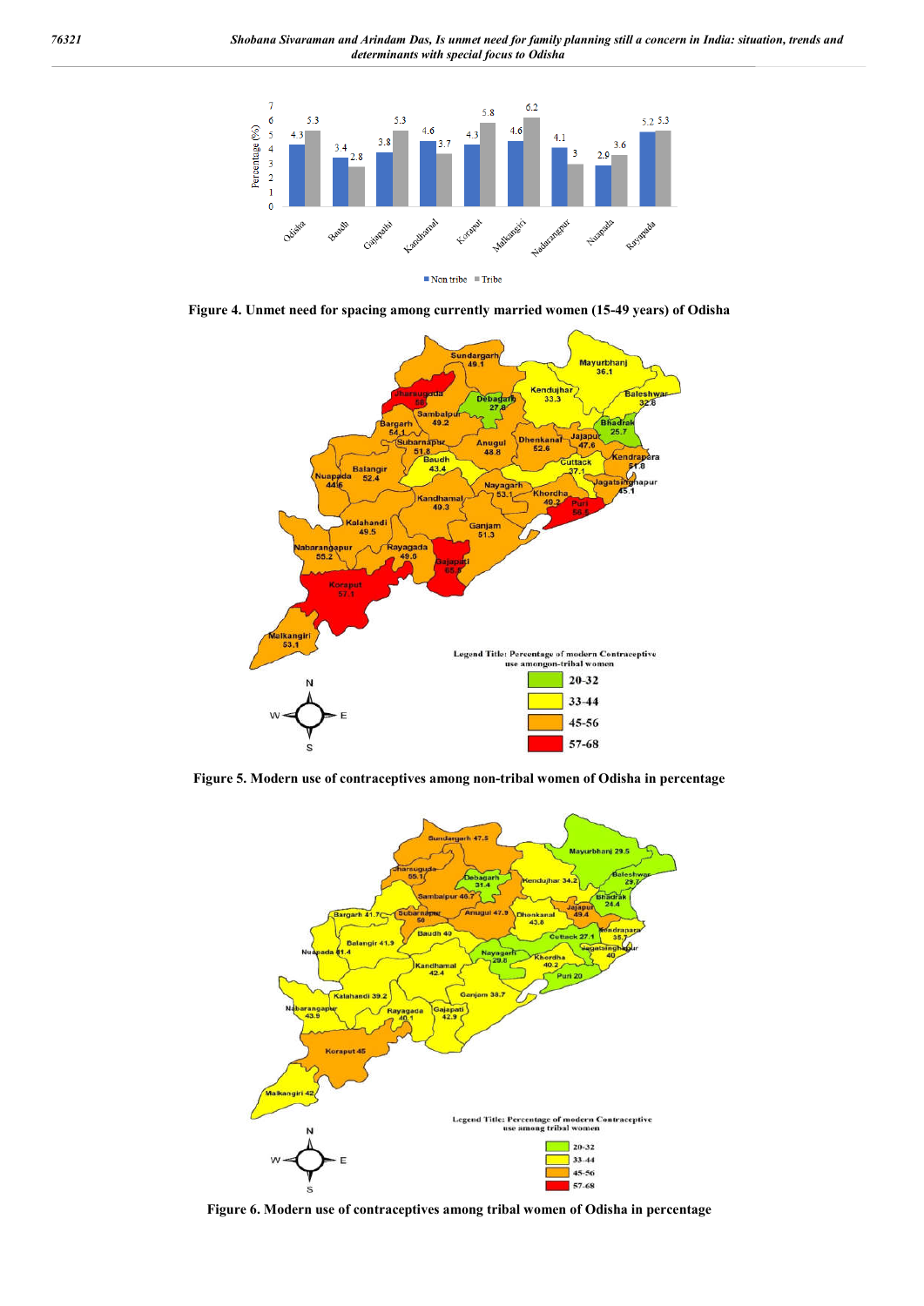Figure 4. Unmet need for spacing among currently married women (15-49 years) of Odisha

Figure 5. Modern use of contraceptives among non-tribal women of Odisha in percentage

Figure 6. Modern use of contraceptives among tribal women of Odisha in percentage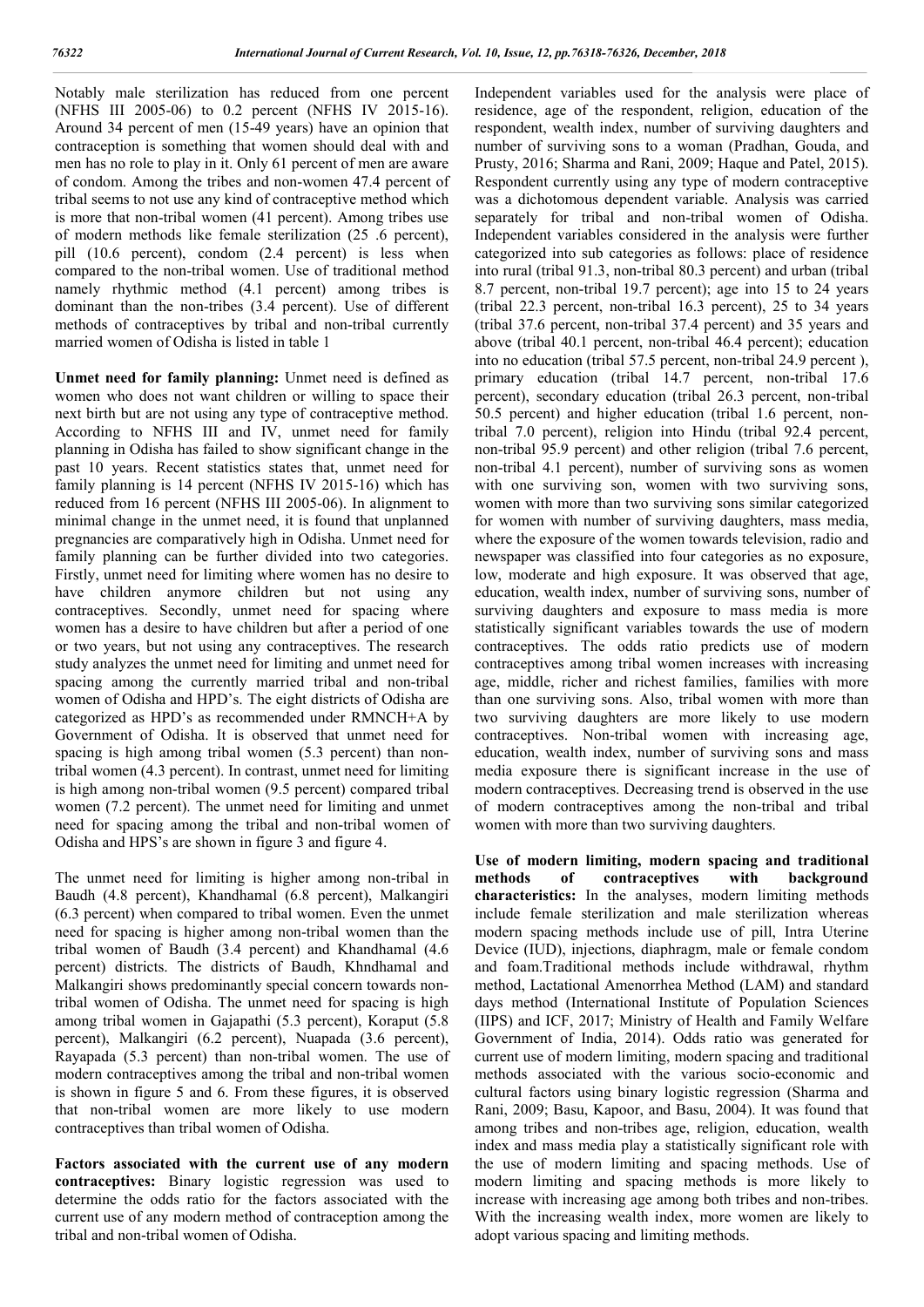Notably male sterilization has reduced from one percent (NFHS III 2005-06) to 0.2 percent (NFHS IV 2015-16). Around 34 percent of men (15-49 years) have an opinion that contraception is something that women should deal with and men has no role to play in it. Only 61 percent of men are aware of condom. Among the tribes and non-women 47.4 percent of tribal seems to not use any kind of contraceptive method which is more that non-tribal women (41 percent). Among tribes use of modern methods like female sterilization (25 .6 percent), pill (10.6 percent), condom (2.4 percent) is less when compared to the non-tribal women. Use of traditional method namely rhythmic method (4.1 percent) among tribes is dominant than the non-tribes (3.4 percent). Use of different methods of contraceptives by tribal and non-tribal currently married women of Odisha is listed in table 1

**Unmet need for family planning:** Unmet need is defined as women who does not want children or willing to space their next birth but are not using any type of contraceptive method. According to NFHS III and IV, unmet need for family planning in Odisha has failed to show significant change in the past 10 years. Recent statistics states that, unmet need for family planning is 14 percent (NFHS IV 2015-16) which has reduced from 16 percent (NFHS III 2005-06). In alignment to minimal change in the unmet need, it is found that unplanned pregnancies are comparatively high in Odisha. Unmet need for family planning can be further divided into two categories. Firstly, unmet need for limiting where women has no desire to have children anymore children but not using any contraceptives. Secondly, unmet need for spacing where women has a desire to have children but after a period of one or two years, but not using any contraceptives. The research study analyzes the unmet need for limiting and unmet need for spacing among the currently married tribal and non-tribal women of Odisha and HPD's. The eight districts of Odisha are categorized as HPD's as recommended under RMNCH+A by Government of Odisha. It is observed that unmet need for spacing is high among tribal women (5.3 percent) than non-tribal women (4.3 percent). In contrast, unmet need for limiting is high among non-tribal women (9.5 percent) compared tribal women (7.2 percent). The unmet need for limiting and unmet need for spacing among the tribal and non-tribal women of Odisha and HPS's are shown in figure 3 and figure 4.

The unmet need for limiting is higher among non-tribal in Baudh (4.8 percent), Khandhamal (6.8 percent), Malkangiri (6.3 percent) when compared to tribal women. Even the unmet need for spacing is higher among non-tribal women than the tribal women of Baudh (3.4 percent) and Khandhamal (4.6 percent) districts. The districts of Baudh, Khndhamal and Malkangiri shows predominantly special concern towards non-tribal women of Odisha. The unmet need for spacing is high among tribal women in Gajapathi (5.3 percent), Koraput (5.8 percent), Malkangiri (6.2 percent), Nuapada (3.6 percent), Rayapada (5.3 percent) than non-tribal women. The use of modern contraceptives among the tribal and non-tribal women is shown in figure 5 and 6. From these figures, it is observed that non-tribal women are more likely to use modern contraceptives than tribal women of Odisha.

**Factors associated with the current use of any modern contraceptives:** Binary logistic regression was used to determine the odds ratio for the factors associated with the current use of any modern method of contraception among the tribal and non-tribal women of Odisha.

Independent variables used for the analysis were place of residence, age of the respondent, religion, education of the respondent, wealth index, number of surviving daughters and number of surviving sons to a woman (Pradhan, Gouda, and Prusty, 2016; Sharma and Rani, 2009; Haque and Patel, 2015). Respondent currently using any type of modern contraceptive was a dichotomous dependent variable. Analysis was carried separately for tribal and non-tribal women of Odisha. Independent variables considered in the analysis were further categorized into sub categories as follows: place of residence into rural (tribal 91.3, non-tribal 80.3 percent) and urban (tribal 8.7 percent, non-tribal 19.7 percent); age into 15 to 24 years (tribal 22.3 percent, non-tribal 16.3 percent), 25 to 34 years (tribal 37.6 percent, non-tribal 37.4 percent) and 35 years and above (tribal 40.1 percent, non-tribal 46.4 percent); education into no education (tribal 57.5 percent, non-tribal 24.9 percent ), primary education (tribal 14.7 percent, non-tribal 17.6 percent), secondary education (tribal 26.3 percent, non-tribal 50.5 percent) and higher education (tribal 1.6 percent, non-tribal 7.0 percent), religion into Hindu (tribal 92.4 percent, non-tribal 95.9 percent) and other religion (tribal 7.6 percent, non-tribal 4.1 percent), number of surviving sons as women with one surviving son, women with two surviving sons, women with more than two surviving sons similar categorized for women with number of surviving daughters, mass media, where the exposure of the women towards television, radio and newspaper was classified into four categories as no exposure, low, moderate and high exposure. It was observed that age, education, wealth index, number of surviving sons, number of surviving daughters and exposure to mass media is more statistically significant variables towards the use of modern contraceptives. The odds ratio predicts use of modern contraceptives among tribal women increases with increasing age, middle, richer and richest families, families with more than one surviving sons. Also, tribal women with more than two surviving daughters are more likely to use modern contraceptives. Non-tribal women with increasing age, education, wealth index, number of surviving sons and mass media exposure there is significant increase in the use of modern contraceptives. Decreasing trend is observed in the use of modern contraceptives among the non-tribal and tribal women with more than two surviving daughters.

**Use of modern limiting, modern spacing and traditional methods of contraceptives with background characteristics:** In the analyses, modern limiting methods include female sterilization and male sterilization whereas modern spacing methods include use of pill, Intra Uterine Device (IUD), injections, diaphragm, male or female condom and foam.Traditional methods include withdrawal, rhythm method, Lactational Amenorrhea Method (LAM) and standard days method (International Institute of Population Sciences (IIPS) and ICF, 2017; Ministry of Health and Family Welfare Government of India, 2014). Odds ratio was generated for current use of modern limiting, modern spacing and traditional methods associated with the various socio-economic and cultural factors using binary logistic regression (Sharma and Rani, 2009; Basu, Kapoor, and Basu, 2004). It was found that among tribes and non-tribes age, religion, education, wealth index and mass media play a statistically significant role with the use of modern limiting and spacing methods. Use of modern limiting and spacing methods is more likely to increase with increasing age among both tribes and non-tribes. With the increasing wealth index, more women are likely to adopt various spacing and limiting methods.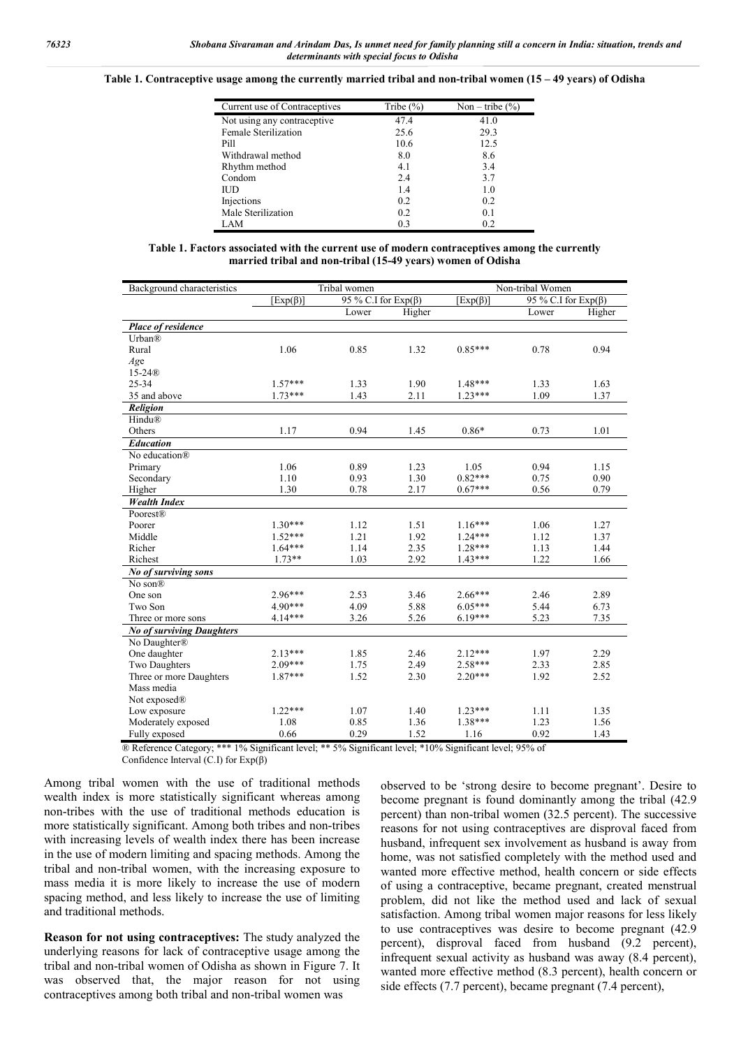**Table 1. Contraceptive usage among the currently married tribal and non-tribal women (15 – 49 years) of Odisha**

| Current use of Contraceptives | Tribe (%) | Non – tribe (%) |
|---|---|---|
| Not using any contraceptive | 47.4 | 41.0 |
| Female Sterilization | 25.6 | 29.3 |
| Pill | 10.6 | 12.5 |
| Withdrawal method | 8.0 | 8.6 |
| Rhythm method | 4.1 | 3.4 |
| Condom | 2.4 | 3.7 |
| IUD | 1.4 | 1.0 |
| Injections | 0.2 | 0.2 |
| Male Sterilization | 0.2 | 0.1 |
| LAM | 0.3 | 0.2 |

**Table 1. Factors associated with the current use of modern contraceptives among the currently married tribal and non-tribal (15-49 years) women of Odisha**

| Background characteristics | Tribal women | | | Non-tribal Women | | |
|---|---|---|---|---|---|---|
| | [Exp(β)] | 95 % C.I for Exp(β) | | [Exp(β)] | 95 % C.I for Exp(β) | |
| | | Lower | Higher | | Lower | Higher |
| ***Place of residence*** | | | | | | |
| Urban® | | | | | | |
| Rural | 1.06 | 0.85 | 1.32 | 0.85*** | 0.78 | 0.94 |
| *Age* | | | | | | |
| 15-24® | | | | | | |
| 25-34 | 1.57*** | 1.33 | 1.90 | 1.48*** | 1.33 | 1.63 |
| 35 and above | 1.73*** | 1.43 | 2.11 | 1.23*** | 1.09 | 1.37 |
| ***Religion*** | | | | | | |
| Hindu® | | | | | | |
| Others | 1.17 | 0.94 | 1.45 | 0.86* | 0.73 | 1.01 |
| ***Education*** | | | | | | |
| No education® | | | | | | |
| Primary | 1.06 | 0.89 | 1.23 | 1.05 | 0.94 | 1.15 |
| Secondary | 1.10 | 0.93 | 1.30 | 0.82*** | 0.75 | 0.90 |
| Higher | 1.30 | 0.78 | 2.17 | 0.67*** | 0.56 | 0.79 |
| ***Wealth Index*** | | | | | | |
| Poorest® | | | | | | |
| Poorer | 1.30*** | 1.12 | 1.51 | 1.16*** | 1.06 | 1.27 |
| Middle | 1.52*** | 1.21 | 1.92 | 1.24*** | 1.12 | 1.37 |
| Richer | 1.64*** | 1.14 | 2.35 | 1.28*** | 1.13 | 1.44 |
| Richest | 1.73** | 1.03 | 2.92 | 1.43*** | 1.22 | 1.66 |
| ***No of surviving sons*** | | | | | | |
| No son® | | | | | | |
| One son | 2.96*** | 2.53 | 3.46 | 2.66*** | 2.46 | 2.89 |
| Two Son | 4.90*** | 4.09 | 5.88 | 6.05*** | 5.44 | 6.73 |
| Three or more sons | 4.14*** | 3.26 | 5.26 | 6.19*** | 5.23 | 7.35 |
| ***No of surviving Daughters*** | | | | | | |
| No Daughter® | | | | | | |
| One daughter | 2.13*** | 1.85 | 2.46 | 2.12*** | 1.97 | 2.29 |
| Two Daughters | 2.09*** | 1.75 | 2.49 | 2.58*** | 2.33 | 2.85 |
| Three or more Daughters | 1.87*** | 1.52 | 2.30 | 2.20*** | 1.92 | 2.52 |
| Mass media | | | | | | |
| Not exposed® | | | | | | |
| Low exposure | 1.22*** | 1.07 | 1.40 | 1.23*** | 1.11 | 1.35 |
| Moderately exposed | 1.08 | 0.85 | 1.36 | 1.38*** | 1.23 | 1.56 |
| Fully exposed | 0.66 | 0.29 | 1.52 | 1.16 | 0.92 | 1.43 |

® Reference Category; *** 1% Significant level; ** 5% Significant level; *10% Significant level; 95% of Confidence Interval (C.I) for Exp(β)

Among tribal women with the use of traditional methods wealth index is more statistically significant whereas among non-tribes with the use of traditional methods education is more statistically significant. Among both tribes and non-tribes with increasing levels of wealth index there has been increase in the use of modern limiting and spacing methods. Among the tribal and non-tribal women, with the increasing exposure to mass media it is more likely to increase the use of modern spacing method, and less likely to increase the use of limiting and traditional methods.

**Reason for not using contraceptives:** The study analyzed the underlying reasons for lack of contraceptive usage among the tribal and non-tribal women of Odisha as shown in Figure 7. It was observed that, the major reason for not using contraceptives among both tribal and non-tribal women was observed to be 'strong desire to become pregnant'. Desire to become pregnant is found dominantly among the tribal (42.9 percent) than non-tribal women (32.5 percent). The successive reasons for not using contraceptives are disproval faced from husband, infrequent sex involvement as husband is away from home, was not satisfied completely with the method used and wanted more effective method, health concern or side effects of using a contraceptive, became pregnant, created menstrual problem, did not like the method used and lack of sexual satisfaction. Among tribal women major reasons for less likely to use contraceptives was desire to become pregnant (42.9 percent), disproval faced from husband (9.2 percent), infrequent sexual activity as husband was away (8.4 percent), wanted more effective method (8.3 percent), health concern or side effects (7.7 percent), became pregnant (7.4 percent),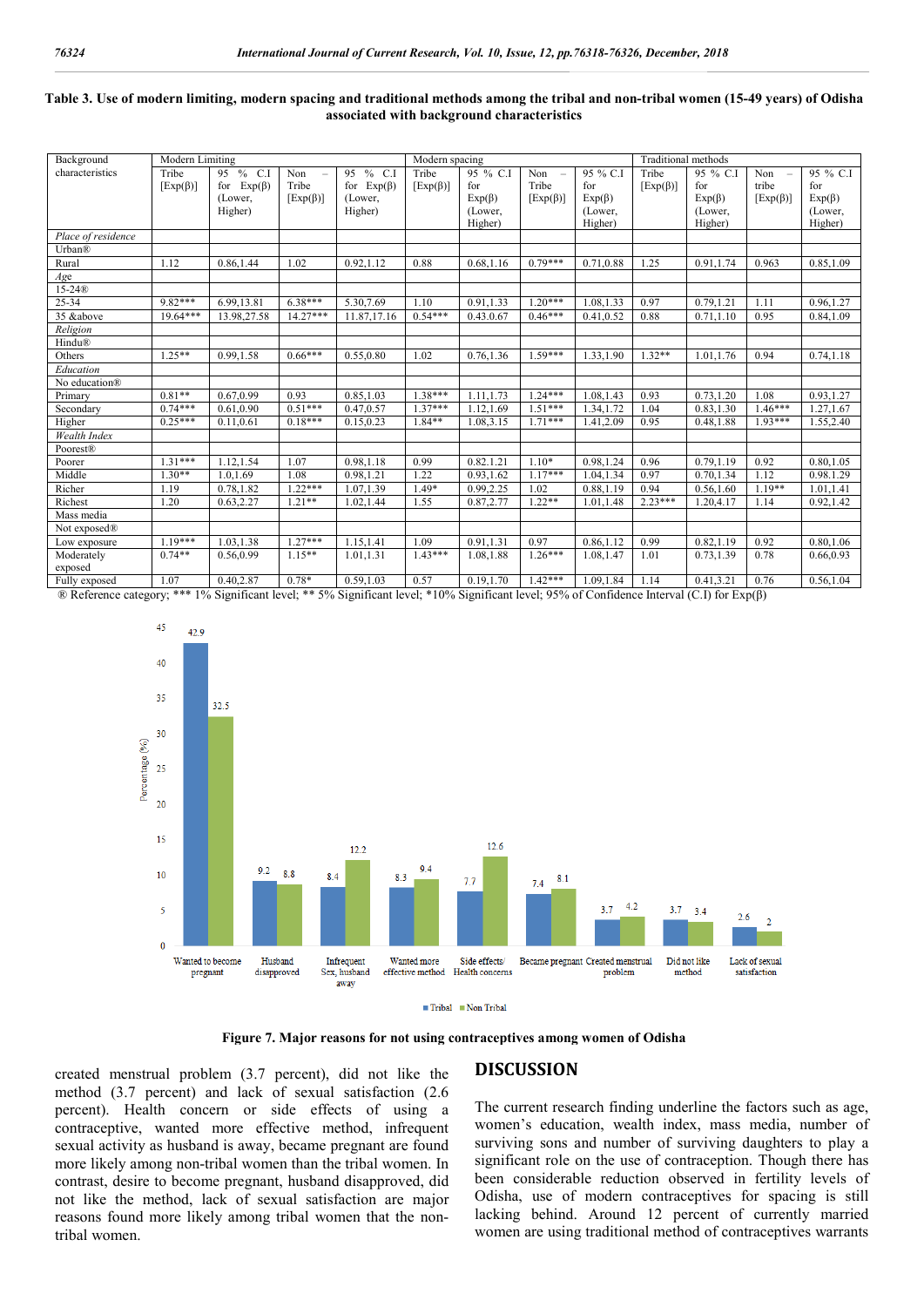**Table 3. Use of modern limiting, modern spacing and traditional methods among the tribal and non-tribal women (15-49 years) of Odisha associated with background characteristics**

| Background characteristics | Modern Limiting | | | | Modern spacing | | | | Traditional methods | | | |
|---|---|---|---|---|---|---|---|---|---|---|---|---|
| | Tribe [Exp(β)] | 95 % C.I for Exp(β) (Lower, Higher) | Non – Tribe [Exp(β)] | 95 % C.I for Exp(β) (Lower, Higher) | Tribe [Exp(β)] | 95 % C.I for Exp(β) (Lower, Higher) | Non – Tribe [Exp(β)] | 95 % C.I for Exp(β) (Lower, Higher) | Tribe [Exp(β)] | 95 % C.I for Exp(β) (Lower, Higher) | Non – tribe [Exp(β)] | 95 % C.I for Exp(β) (Lower, Higher) |
| *Place of residence* | | | | | | | | | | | | |
| Urban® | | | | | | | | | | | | |
| Rural | 1.12 | 0.86,1.44 | 1.02 | 0.92,1.12 | 0.88 | 0.68,1.16 | 0.79*** | 0.71,0.88 | 1.25 | 0.91,1.74 | 0.963 | 0.85,1.09 |
| *Age* | | | | | | | | | | | | |
| 15-24® | | | | | | | | | | | | |
| 25-34 | 9.82*** | 6.99,13.81 | 6.38*** | 5.30,7.69 | 1.10 | 0.91,1.33 | 1.20*** | 1.08,1.33 | 0.97 | 0.79,1.21 | 1.11 | 0.96,1.27 |
| 35 &above | 19.64*** | 13.98,27.58 | 14.27*** | 11.87,17.16 | 0.54*** | 0.43,0.67 | 0.46*** | 0.41,0.52 | 0.88 | 0.71,1.10 | 0.95 | 0.84,1.09 |
| *Religion* | | | | | | | | | | | | |
| Hindu® | | | | | | | | | | | | |
| Others | 1.25** | 0.99,1.58 | 0.66*** | 0.55,0.80 | 1.02 | 0.76,1.36 | 1.59*** | 1.33,1.90 | 1.32** | 1.01,1.76 | 0.94 | 0.74,1.18 |
| *Education* | | | | | | | | | | | | |
| No education® | | | | | | | | | | | | |
| Primary | 0.81** | 0.67,0.99 | 0.93 | 0.85,1.03 | 1.38*** | 1.11,1.73 | 1.24*** | 1.08,1.43 | 0.93 | 0.73,1.20 | 1.08 | 0.93,1.27 |
| Secondary | 0.74*** | 0.61,0.90 | 0.51*** | 0.47,0.57 | 1.37*** | 1.12,1.69 | 1.51*** | 1.34,1.72 | 1.04 | 0.83,1.30 | 1.46*** | 1.27,1.67 |
| Higher | 0.25*** | 0.11,0.61 | 0.18*** | 0.15,0.23 | 1.84** | 1.08,3.15 | 1.71*** | 1.41,2.09 | 0.95 | 0.48,1.88 | 1.93*** | 1.55,2.40 |
| *Wealth Index* | | | | | | | | | | | | |
| Poorest® | | | | | | | | | | | | |
| Poorer | 1.31*** | 1.12,1.54 | 1.07 | 0.98,1.18 | 0.99 | 0.82,1.21 | 1.10* | 0.98,1.24 | 0.96 | 0.79,1.19 | 0.92 | 0.80,1.05 |
| Middle | 1.30** | 1.0,1.69 | 1.08 | 0.98,1.21 | 1.22 | 0.93,1.62 | 1.17*** | 1.04,1.34 | 0.97 | 0.70,1.34 | 1.12 | 0.98.1.29 |
| Richer | 1.19 | 0.78,1.82 | 1.22*** | 1.07,1.39 | 1.49* | 0.99,2.25 | 1.02 | 0.88,1.19 | 0.94 | 0.56,1.60 | 1.19** | 1.01,1.41 |
| Richest | 1.20 | 0.63,2.27 | 1.21** | 1.02,1.44 | 1.55 | 0.87,2.77 | 1.22** | 1.01,1.48 | 2.23*** | 1.20,4.17 | 1.14 | 0.92,1.42 |
| Mass media | | | | | | | | | | | | |
| Not exposed® | | | | | | | | | | | | |
| Low exposure | 1.19*** | 1.03,1.38 | 1.27*** | 1.15,1.41 | 1.09 | 0.91,1.31 | 0.97 | 0.86,1.12 | 0.99 | 0.82,1.19 | 0.92 | 0.80,1.06 |
| Moderately exposed | 0.74** | 0.56,0.99 | 1.15** | 1.01,1.31 | 1.43*** | 1.08,1.88 | 1.26*** | 1.08,1.47 | 1.01 | 0.73,1.39 | 0.78 | 0.66,0.93 |
| Fully exposed | 1.07 | 0.40,2.87 | 0.78* | 0.59,1.03 | 0.57 | 0.19,1.70 | 1.42*** | 1.09,1.84 | 1.14 | 0.41,3.21 | 0.76 | 0.56,1.04 |

® Reference category; *** 1% Significant level; ** 5% Significant level; *10% Significant level; 95% of Confidence Interval (C.I) for Exp(β)

**Figure 7. Major reasons for not using contraceptives among women of Odisha**

created menstrual problem (3.7 percent), did not like the method (3.7 percent) and lack of sexual satisfaction (2.6 percent). Health concern or side effects of using a contraceptive, wanted more effective method, infrequent sexual activity as husband is away, became pregnant are found more likely among non-tribal women than the tribal women. In contrast, desire to become pregnant, husband disapproved, did not like the method, lack of sexual satisfaction are major reasons found more likely among tribal women that the non-tribal women.

## DISCUSSION

The current research finding underline the factors such as age, women's education, wealth index, mass media, number of surviving sons and number of surviving daughters to play a significant role on the use of contraception. Though there has been considerable reduction observed in fertility levels of Odisha, use of modern contraceptives for spacing is still lacking behind. Around 12 percent of currently married women are using traditional method of contraceptives warrants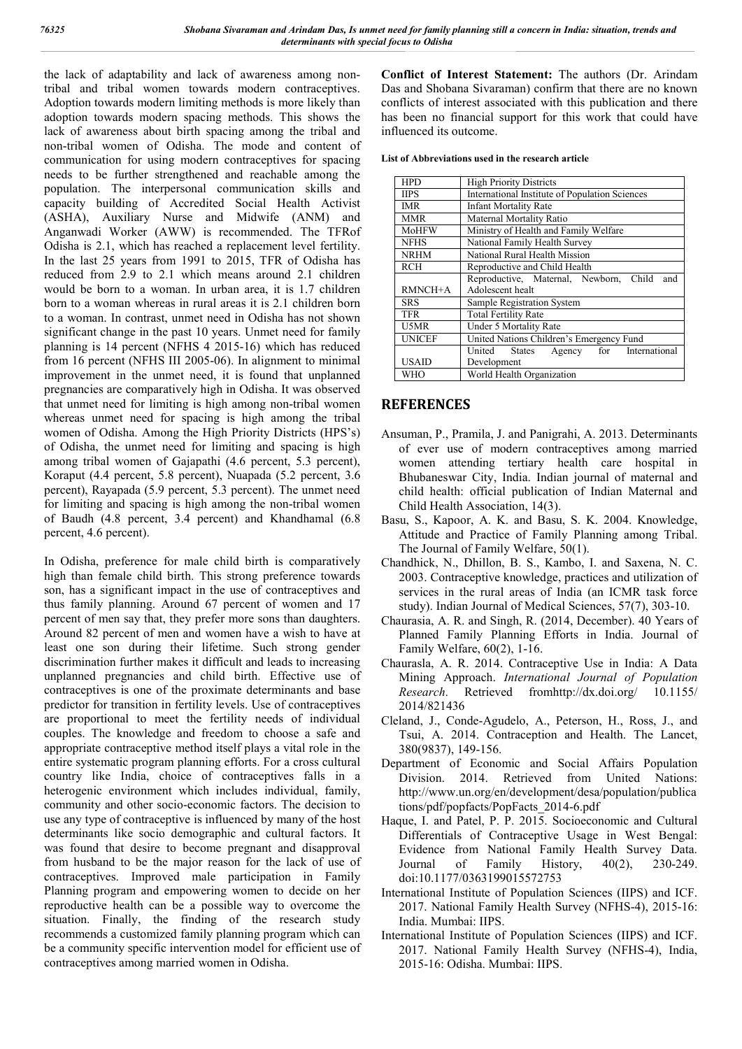the lack of adaptability and lack of awareness among non-tribal and tribal women towards modern contraceptives. Adoption towards modern limiting methods is more likely than adoption towards modern spacing methods. This shows the lack of awareness about birth spacing among the tribal and non-tribal women of Odisha. The mode and content of communication for using modern contraceptives for spacing needs to be further strengthened and reachable among the population. The interpersonal communication skills and capacity building of Accredited Social Health Activist (ASHA), Auxiliary Nurse and Midwife (ANM) and Anganwadi Worker (AWW) is recommended. The TFRof Odisha is 2.1, which has reached a replacement level fertility. In the last 25 years from 1991 to 2015, TFR of Odisha has reduced from 2.9 to 2.1 which means around 2.1 children would be born to a woman. In urban area, it is 1.7 children born to a woman whereas in rural areas it is 2.1 children born to a woman. In contrast, unmet need in Odisha has not shown significant change in the past 10 years. Unmet need for family planning is 14 percent (NFHS 4 2015-16) which has reduced from 16 percent (NFHS III 2005-06). In alignment to minimal improvement in the unmet need, it is found that unplanned pregnancies are comparatively high in Odisha. It was observed that unmet need for limiting is high among non-tribal women whereas unmet need for spacing is high among the tribal women of Odisha. Among the High Priority Districts (HPS's) of Odisha, the unmet need for limiting and spacing is high among tribal women of Gajapathi (4.6 percent, 5.3 percent), Koraput (4.4 percent, 5.8 percent), Nuapada (5.2 percent, 3.6 percent), Rayapada (5.9 percent, 5.3 percent). The unmet need for limiting and spacing is high among the non-tribal women of Baudh (4.8 percent, 3.4 percent) and Khandhamal (6.8 percent, 4.6 percent).

In Odisha, preference for male child birth is comparatively high than female child birth. This strong preference towards son, has a significant impact in the use of contraceptives and thus family planning. Around 67 percent of women and 17 percent of men say that, they prefer more sons than daughters. Around 82 percent of men and women have a wish to have at least one son during their lifetime. Such strong gender discrimination further makes it difficult and leads to increasing unplanned pregnancies and child birth. Effective use of contraceptives is one of the proximate determinants and base predictor for transition in fertility levels. Use of contraceptives are proportional to meet the fertility needs of individual couples. The knowledge and freedom to choose a safe and appropriate contraceptive method itself plays a vital role in the entire systematic program planning efforts. For a cross cultural country like India, choice of contraceptives falls in a heterogenic environment which includes individual, family, community and other socio-economic factors. The decision to use any type of contraceptive is influenced by many of the host determinants like socio demographic and cultural factors. It was found that desire to become pregnant and disapproval from husband to be the major reason for the lack of use of contraceptives. Improved male participation in Family Planning program and empowering women to decide on her reproductive health can be a possible way to overcome the situation. Finally, the finding of the research study recommends a customized family planning program which can be a community specific intervention model for efficient use of contraceptives among married women in Odisha.

**Conflict of Interest Statement:** The authors (Dr. Arindam Das and Shobana Sivaraman) confirm that there are no known conflicts of interest associated with this publication and there has been no financial support for this work that could have influenced its outcome.

**List of Abbreviations used in the research article**

| | |
|---|---|
| HPD | High Priority Districts |
| IIPS | International Institute of Population Sciences |
| IMR | Infant Mortality Rate |
| MMR | Maternal Mortality Ratio |
| MoHFW | Ministry of Health and Family Welfare |
| NFHS | National Family Health Survey |
| NRHM | National Rural Health Mission |
| RCH | Reproductive and Child Health |
| RMNCH+A | Reproductive, Maternal, Newborn, Child and Adolescent healt |
| SRS | Sample Registration System |
| TFR | Total Fertility Rate |
| U5MR | Under 5 Mortality Rate |
| UNICEF | United Nations Children's Emergency Fund |
| USAID | United States Agency for International Development |
| WHO | World Health Organization |

## REFERENCES

- Ansuman, P., Pramila, J. and Panigrahi, A. 2013. Determinants of ever use of modern contraceptives among married women attending tertiary health care hospital in Bhubaneswar City, India. Indian journal of maternal and child health: official publication of Indian Maternal and Child Health Association, 14(3).
- Basu, S., Kapoor, A. K. and Basu, S. K. 2004. Knowledge, Attitude and Practice of Family Planning among Tribal. The Journal of Family Welfare, 50(1).
- Chandhick, N., Dhillon, B. S., Kambo, I. and Saxena, N. C. 2003. Contraceptive knowledge, practices and utilization of services in the rural areas of India (an ICMR task force study). Indian Journal of Medical Sciences, 57(7), 303-10.
- Chaurasia, A. R. and Singh, R. (2014, December). 40 Years of Planned Family Planning Efforts in India. Journal of Family Welfare, 60(2), 1-16.
- Chaurasla, A. R. 2014. Contraceptive Use in India: A Data Mining Approach. *International Journal of Population Research*. Retrieved fromhttp://dx.doi.org/ 10.1155/ 2014/821436
- Cleland, J., Conde-Agudelo, A., Peterson, H., Ross, J., and Tsui, A. 2014. Contraception and Health. The Lancet, 380(9837), 149-156.
- Department of Economic and Social Affairs Population Division. 2014. Retrieved from United Nations: http://www.un.org/en/development/desa/population/publications/pdf/popfacts/PopFacts_2014-6.pdf
- Haque, I. and Patel, P. P. 2015. Socioeconomic and Cultural Differentials of Contraceptive Usage in West Bengal: Evidence from National Family Health Survey Data. Journal of Family History, 40(2), 230-249. doi:10.1177/0363199015572753
- International Institute of Population Sciences (IIPS) and ICF. 2017. National Family Health Survey (NFHS-4), 2015-16: India. Mumbai: IIPS.
- International Institute of Population Sciences (IIPS) and ICF. 2017. National Family Health Survey (NFHS-4), India, 2015-16: Odisha. Mumbai: IIPS.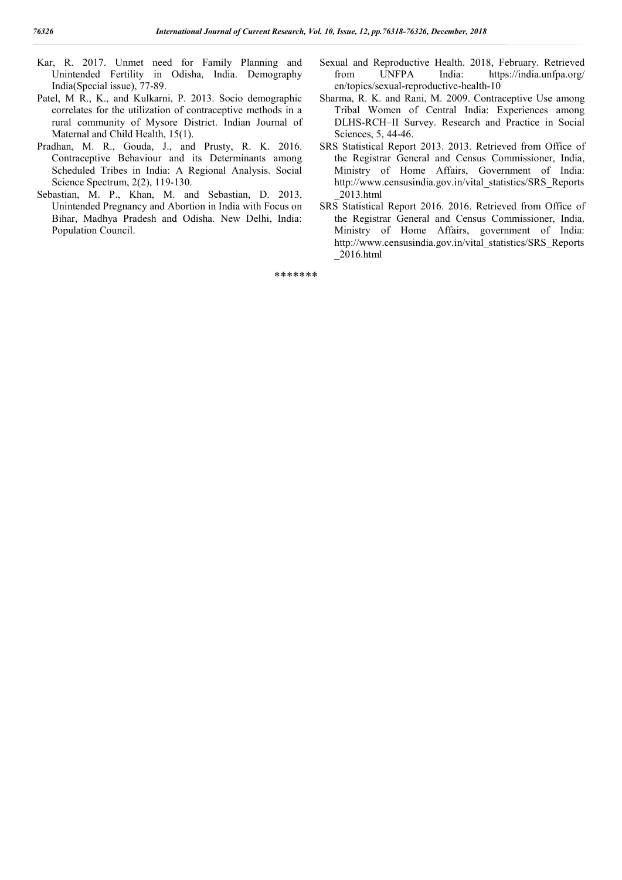Kar, R. 2017. Unmet need for Family Planning and Unintended Fertility in Odisha, India. Demography India(Special issue), 77-89.

Patel, M R., K., and Kulkarni, P. 2013. Socio demographic correlates for the utilization of contraceptive methods in a rural community of Mysore District. Indian Journal of Maternal and Child Health, 15(1).

Pradhan, M. R., Gouda, J., and Prusty, R. K. 2016. Contraceptive Behaviour and its Determinants among Scheduled Tribes in India: A Regional Analysis. Social Science Spectrum, 2(2), 119-130.

Sebastian, M. P., Khan, M. and Sebastian, D. 2013. Unintended Pregnancy and Abortion in India with Focus on Bihar, Madhya Pradesh and Odisha. New Delhi, India: Population Council.

Sexual and Reproductive Health. 2018, February. Retrieved from UNFPA India: https://india.unfpa.org/en/topics/sexual-reproductive-health-10

Sharma, R. K. and Rani, M. 2009. Contraceptive Use among Tribal Women of Central India: Experiences among DLHS-RCH–II Survey. Research and Practice in Social Sciences, 5, 44-46.

SRS Statistical Report 2013. 2013. Retrieved from Office of the Registrar General and Census Commissioner, India, Ministry of Home Affairs, Government of India: http://www.censusindia.gov.in/vital_statistics/SRS_Reports_2013.html

SRS Statistical Report 2016. 2016. Retrieved from Office of the Registrar General and Census Commissioner, India. Ministry of Home Affairs, government of India: http://www.censusindia.gov.in/vital_statistics/SRS_Reports_2016.html

*******